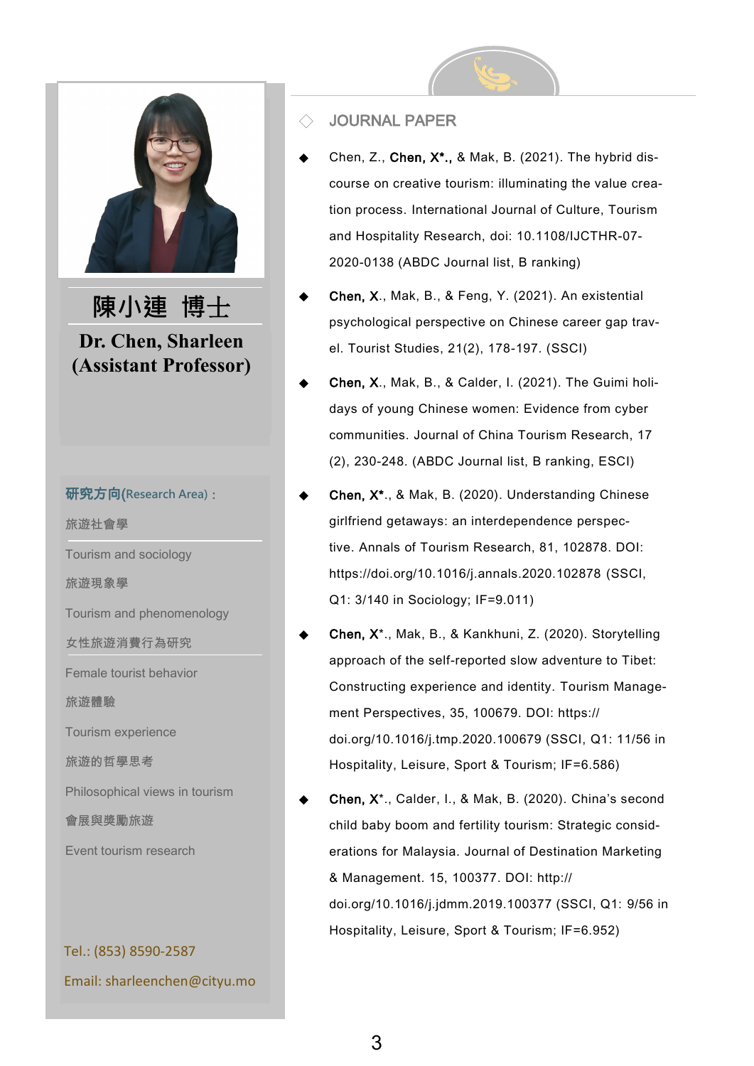# 陳小連 博士

**Dr. Chen, Sharleen**
**(Assistant Professor)**

**研究方向(Research Area)：**

旅遊社會學

Tourism and sociology

旅遊現象學

Tourism and phenomenology

女性旅遊消費行為研究

Female tourist behavior

旅遊體驗

Tourism experience

旅遊的哲學思考

Philosophical views in tourism

會展與獎勵旅遊

Event tourism research

Tel.: (853) 8590-2587

Email: sharleenchen@cityu.mo

## JOURNAL PAPER

- Chen, Z., **Chen, X*.,** & Mak, B. (2021). The hybrid discourse on creative tourism: illuminating the value creation process. International Journal of Culture, Tourism and Hospitality Research, doi: 10.1108/IJCTHR-07-2020-0138 (ABDC Journal list, B ranking)
- **Chen, X**., Mak, B., & Feng, Y. (2021). An existential psychological perspective on Chinese career gap travel. Tourist Studies, 21(2), 178-197. (SSCI)
- **Chen, X**., Mak, B., & Calder, I. (2021). The Guimi holidays of young Chinese women: Evidence from cyber communities. Journal of China Tourism Research, 17 (2), 230-248. (ABDC Journal list, B ranking, ESCI)
- **Chen, X***., & Mak, B. (2020). Understanding Chinese girlfriend getaways: an interdependence perspective. Annals of Tourism Research, 81, 102878. DOI: https://doi.org/10.1016/j.annals.2020.102878 (SSCI, Q1: 3/140 in Sociology; IF=9.011)
- **Chen, X***., Mak, B., & Kankhuni, Z. (2020). Storytelling approach of the self-reported slow adventure to Tibet: Constructing experience and identity. Tourism Management Perspectives, 35, 100679. DOI: https://doi.org/10.1016/j.tmp.2020.100679 (SSCI, Q1: 11/56 in Hospitality, Leisure, Sport & Tourism; IF=6.586)
- **Chen, X***., Calder, I., & Mak, B. (2020). China's second child baby boom and fertility tourism: Strategic considerations for Malaysia. Journal of Destination Marketing & Management. 15, 100377. DOI: http://doi.org/10.1016/j.jdmm.2019.100377 (SSCI, Q1: 9/56 in Hospitality, Leisure, Sport & Tourism; IF=6.952)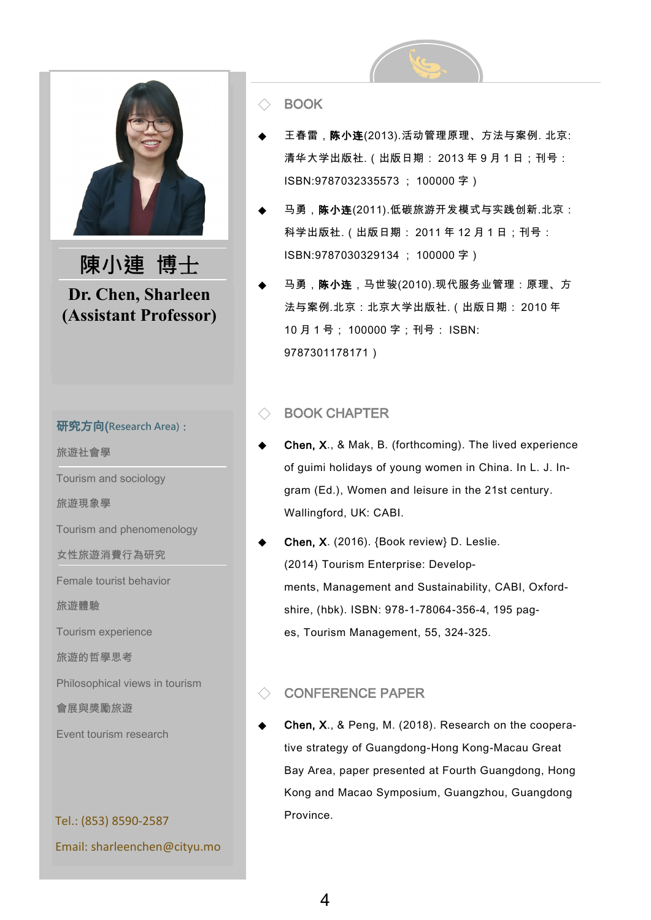# 陳小連 博士

## Dr. Chen, Sharleen (Assistant Professor)

**研究方向(Research Area)：**

旅遊社會學

Tourism and sociology

旅遊現象學

Tourism and phenomenology

女性旅遊消費行為研究

Female tourist behavior

旅遊體驗

Tourism experience

旅遊的哲學思考

Philosophical views in tourism

會展與獎勵旅遊

Event tourism research

Tel.: (853) 8590-2587

Email: sharleenchen@cityu.mo

## BOOK

- 王春雷，**陈小连**(2013).活动管理原理、方法与案例. 北京:清华大学出版社.（出版日期： 2013 年 9 月 1 日；刊号：ISBN:9787032335573 ； 100000 字）
- 马勇，**陈小连**(2011).低碳旅游开发模式与实践创新.北京：科学出版社.（出版日期： 2011 年 12 月 1 日；刊号：ISBN:9787030329134 ； 100000 字）
- 马勇，**陈小连**，马世骏(2010).现代服务业管理：原理、方法与案例.北京：北京大学出版社.（出版日期： 2010 年 10 月 1 号； 100000 字；刊号： ISBN: 9787301178171）

## BOOK CHAPTER

- **Chen, X**., & Mak, B. (forthcoming). The lived experience of guimi holidays of young women in China. In L. J. In-gram (Ed.), Women and leisure in the 21st century. Wallingford, UK: CABI.
- **Chen, X**. (2016). {Book review} D. Leslie. (2014) Tourism Enterprise: Develop-ments, Management and Sustainability, CABI, Oxford-shire, (hbk). ISBN: 978-1-78064-356-4, 195 pag-es, Tourism Management, 55, 324-325.

## CONFERENCE PAPER

- **Chen, X**., & Peng, M. (2018). Research on the coopera-tive strategy of Guangdong-Hong Kong-Macau Great Bay Area, paper presented at Fourth Guangdong, Hong Kong and Macao Symposium, Guangzhou, Guangdong Province.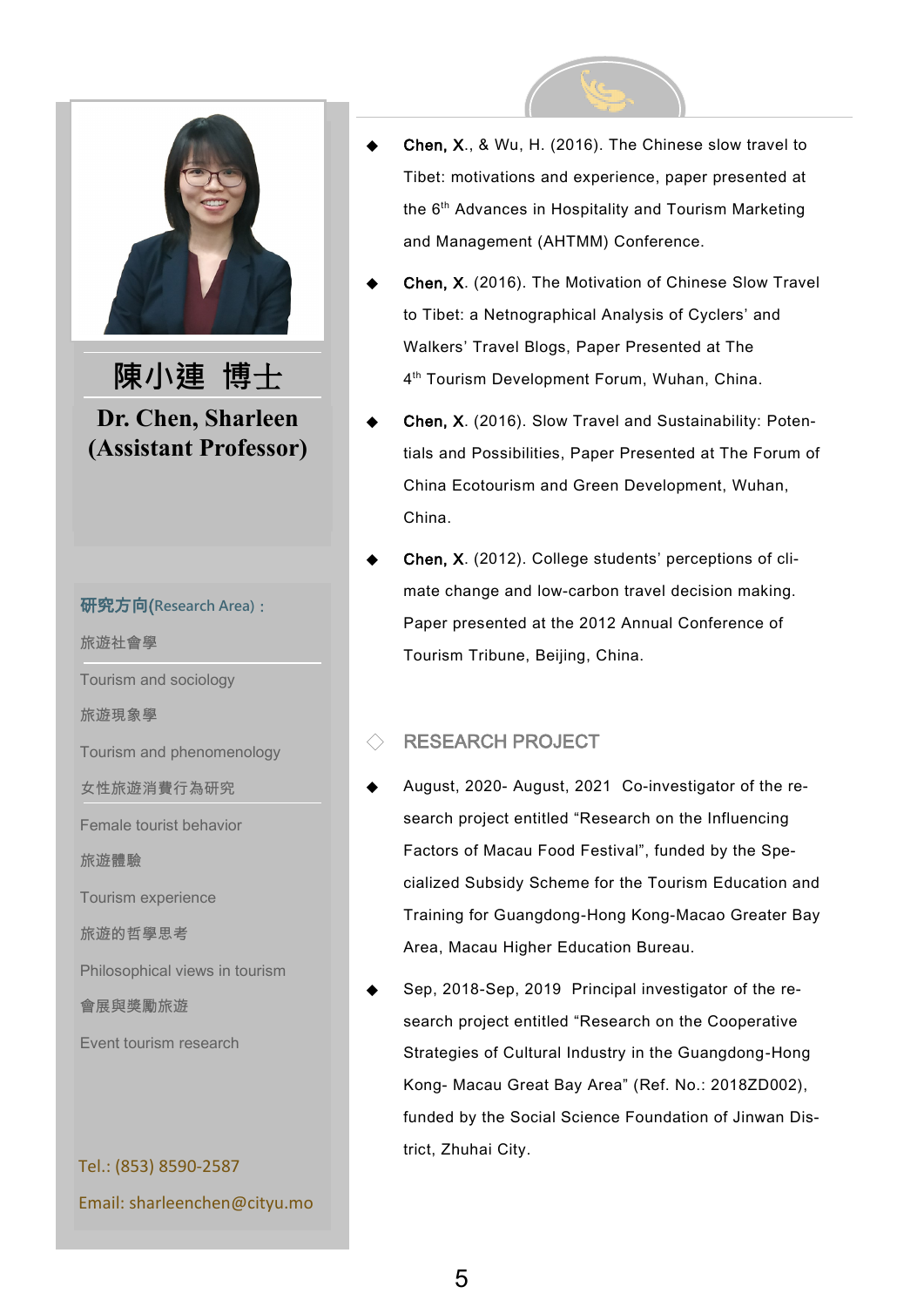# 陳小蓮 博士

## Dr. Chen, Sharleen (Assistant Professor)

**研究方向(Research Area)：**

旅遊社會學

Tourism and sociology

旅遊現象學

Tourism and phenomenology

女性旅遊消費行為研究

Female tourist behavior

旅遊體驗

Tourism experience

旅遊的哲學思考

Philosophical views in tourism

會展與獎勵旅遊

Event tourism research

Tel.: (853) 8590-2587

Email: sharleenchen@cityu.mo

- **Chen, X**., & Wu, H. (2016). The Chinese slow travel to Tibet: motivations and experience, paper presented at the 6th Advances in Hospitality and Tourism Marketing and Management (AHTMM) Conference.
- **Chen, X**. (2016). The Motivation of Chinese Slow Travel to Tibet: a Netnographical Analysis of Cyclers' and Walkers' Travel Blogs, Paper Presented at The 4th Tourism Development Forum, Wuhan, China.
- **Chen, X**. (2016). Slow Travel and Sustainability: Potentials and Possibilities, Paper Presented at The Forum of China Ecotourism and Green Development, Wuhan, China.
- **Chen, X**. (2012). College students' perceptions of climate change and low-carbon travel decision making. Paper presented at the 2012 Annual Conference of Tourism Tribune, Beijing, China.

### RESEARCH PROJECT

- August, 2020- August, 2021 Co-investigator of the research project entitled "Research on the Influencing Factors of Macau Food Festival", funded by the Specialized Subsidy Scheme for the Tourism Education and Training for Guangdong-Hong Kong-Macao Greater Bay Area, Macau Higher Education Bureau.
- Sep, 2018-Sep, 2019 Principal investigator of the research project entitled "Research on the Cooperative Strategies of Cultural Industry in the Guangdong-Hong Kong- Macau Great Bay Area" (Ref. No.: 2018ZD002), funded by the Social Science Foundation of Jinwan District, Zhuhai City.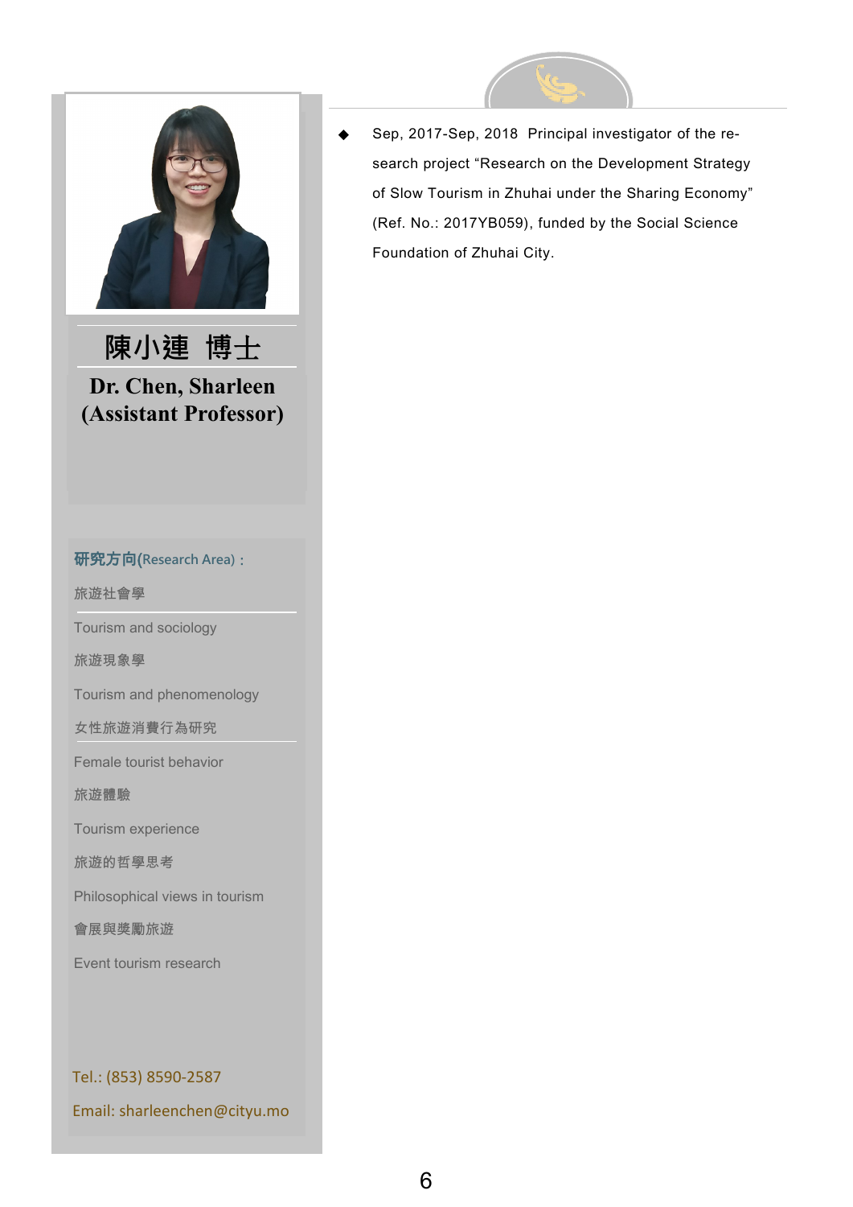# 陳小連 博士

## Dr. Chen, Sharleen (Assistant Professor)

**研究方向(Research Area)：**

旅遊社會學

Tourism and sociology

旅遊現象學

Tourism and phenomenology

女性旅遊消費行為研究

Female tourist behavior

旅遊體驗

Tourism experience

旅遊的哲學思考

Philosophical views in tourism

會展與獎勵旅遊

Event tourism research

Tel.: (853) 8590-2587

Email: sharleenchen@cityu.mo

- Sep, 2017-Sep, 2018 Principal investigator of the research project "Research on the Development Strategy of Slow Tourism in Zhuhai under the Sharing Economy" (Ref. No.: 2017YB059), funded by the Social Science Foundation of Zhuhai City.